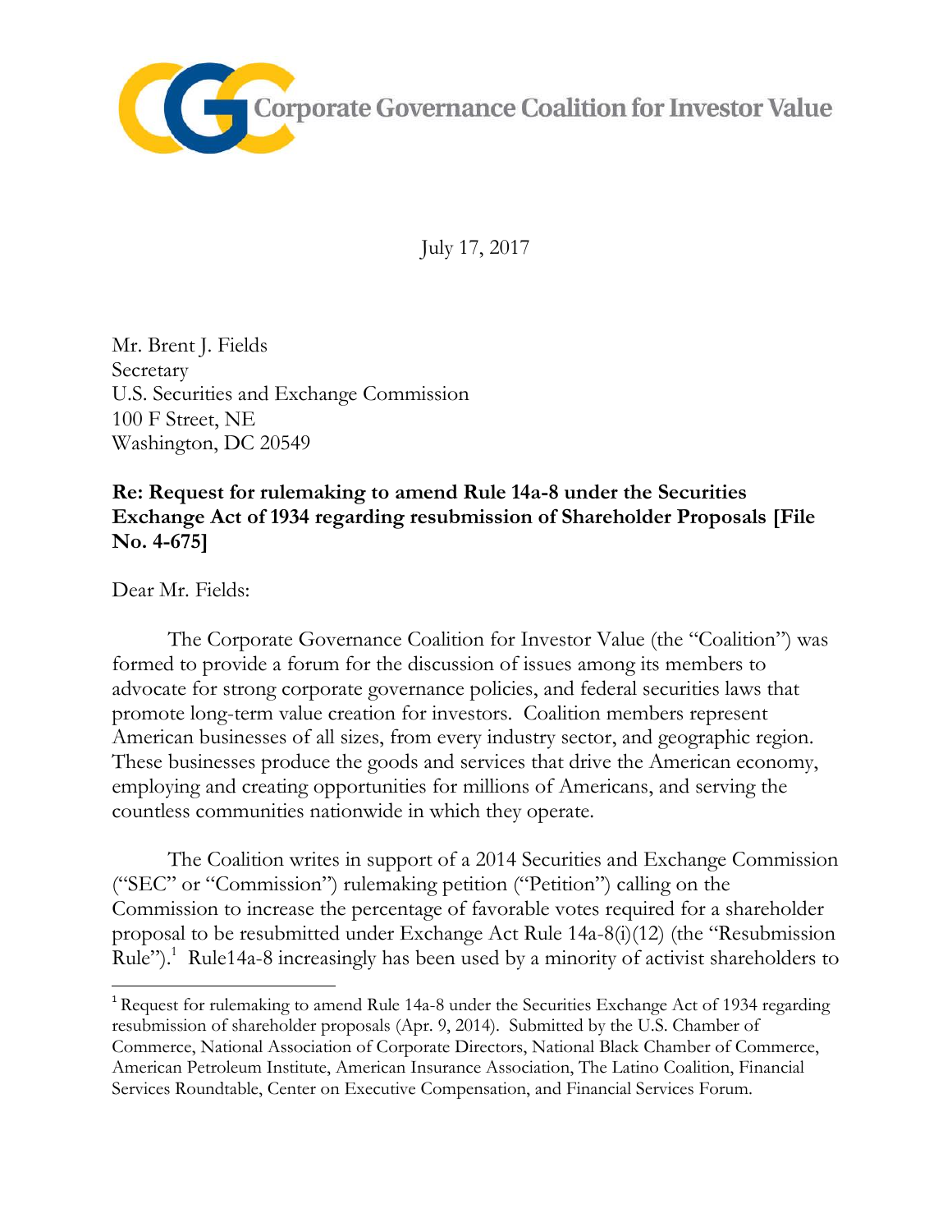Corporate Governance Coalition for Investor Value

July 17, 2017

Mr. Brent J. Fields
Secretary
U.S. Securities and Exchange Commission
100 F Street, NE
Washington, DC 20549

**Re: Request for rulemaking to amend Rule 14a-8 under the Securities Exchange Act of 1934 regarding resubmission of Shareholder Proposals [File No. 4-675]**

Dear Mr. Fields:

The Corporate Governance Coalition for Investor Value (the "Coalition") was formed to provide a forum for the discussion of issues among its members to advocate for strong corporate governance policies, and federal securities laws that promote long-term value creation for investors. Coalition members represent American businesses of all sizes, from every industry sector, and geographic region. These businesses produce the goods and services that drive the American economy, employing and creating opportunities for millions of Americans, and serving the countless communities nationwide in which they operate.

The Coalition writes in support of a 2014 Securities and Exchange Commission ("SEC" or "Commission") rulemaking petition ("Petition") calling on the Commission to increase the percentage of favorable votes required for a shareholder proposal to be resubmitted under Exchange Act Rule 14a-8(i)(12) (the "Resubmission Rule").[1] Rule14a-8 increasingly has been used by a minority of activist shareholders to

[1] Request for rulemaking to amend Rule 14a-8 under the Securities Exchange Act of 1934 regarding resubmission of shareholder proposals (Apr. 9, 2014). Submitted by the U.S. Chamber of Commerce, National Association of Corporate Directors, National Black Chamber of Commerce, American Petroleum Institute, American Insurance Association, The Latino Coalition, Financial Services Roundtable, Center on Executive Compensation, and Financial Services Forum.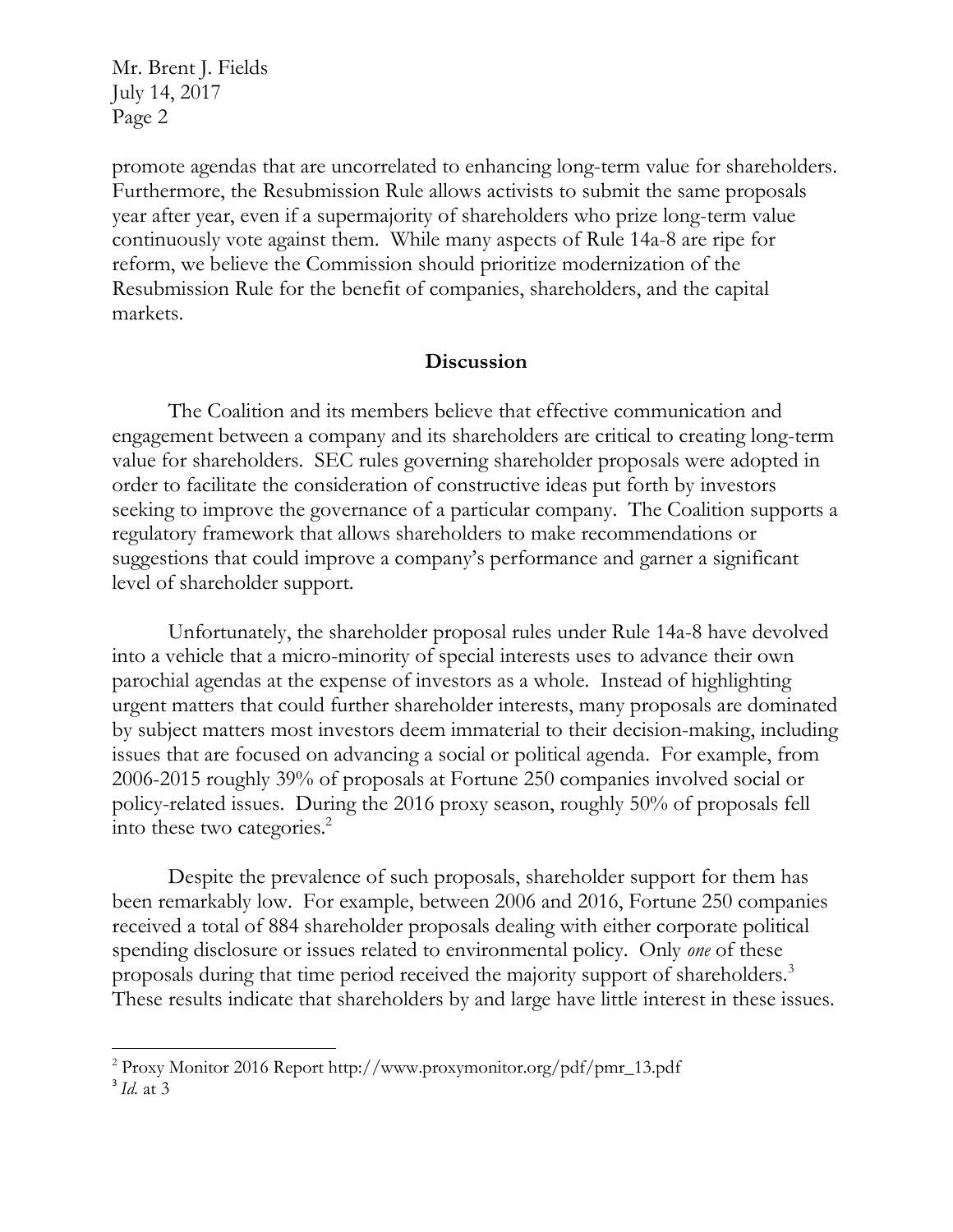promote agendas that are uncorrelated to enhancing long-term value for shareholders. Furthermore, the Resubmission Rule allows activists to submit the same proposals year after year, even if a supermajority of shareholders who prize long-term value continuously vote against them. While many aspects of Rule 14a-8 are ripe for reform, we believe the Commission should prioritize modernization of the Resubmission Rule for the benefit of companies, shareholders, and the capital markets.

## Discussion

The Coalition and its members believe that effective communication and engagement between a company and its shareholders are critical to creating long-term value for shareholders. SEC rules governing shareholder proposals were adopted in order to facilitate the consideration of constructive ideas put forth by investors seeking to improve the governance of a particular company. The Coalition supports a regulatory framework that allows shareholders to make recommendations or suggestions that could improve a company's performance and garner a significant level of shareholder support.

Unfortunately, the shareholder proposal rules under Rule 14a-8 have devolved into a vehicle that a micro-minority of special interests uses to advance their own parochial agendas at the expense of investors as a whole. Instead of highlighting urgent matters that could further shareholder interests, many proposals are dominated by subject matters most investors deem immaterial to their decision-making, including issues that are focused on advancing a social or political agenda. For example, from 2006-2015 roughly 39% of proposals at Fortune 250 companies involved social or policy-related issues. During the 2016 proxy season, roughly 50% of proposals fell into these two categories.[2]

Despite the prevalence of such proposals, shareholder support for them has been remarkably low. For example, between 2006 and 2016, Fortune 250 companies received a total of 884 shareholder proposals dealing with either corporate political spending disclosure or issues related to environmental policy. Only *one* of these proposals during that time period received the majority support of shareholders.[3] These results indicate that shareholders by and large have little interest in these issues.

[2] Proxy Monitor 2016 Report http://www.proxymonitor.org/pdf/pmr_13.pdf

[3] *Id.* at 3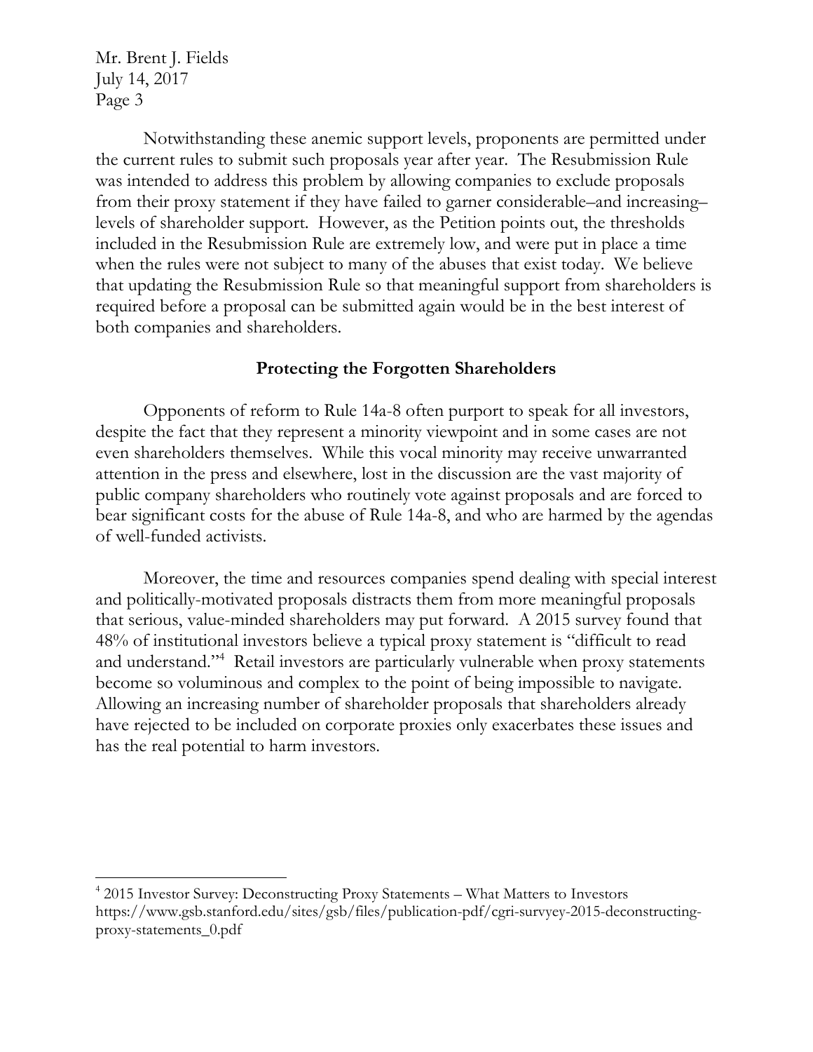Notwithstanding these anemic support levels, proponents are permitted under the current rules to submit such proposals year after year. The Resubmission Rule was intended to address this problem by allowing companies to exclude proposals from their proxy statement if they have failed to garner considerable–and increasing–levels of shareholder support. However, as the Petition points out, the thresholds included in the Resubmission Rule are extremely low, and were put in place a time when the rules were not subject to many of the abuses that exist today. We believe that updating the Resubmission Rule so that meaningful support from shareholders is required before a proposal can be submitted again would be in the best interest of both companies and shareholders.

## Protecting the Forgotten Shareholders

Opponents of reform to Rule 14a-8 often purport to speak for all investors, despite the fact that they represent a minority viewpoint and in some cases are not even shareholders themselves. While this vocal minority may receive unwarranted attention in the press and elsewhere, lost in the discussion are the vast majority of public company shareholders who routinely vote against proposals and are forced to bear significant costs for the abuse of Rule 14a-8, and who are harmed by the agendas of well-funded activists.

Moreover, the time and resources companies spend dealing with special interest and politically-motivated proposals distracts them from more meaningful proposals that serious, value-minded shareholders may put forward. A 2015 survey found that 48% of institutional investors believe a typical proxy statement is "difficult to read and understand."[4] Retail investors are particularly vulnerable when proxy statements become so voluminous and complex to the point of being impossible to navigate. Allowing an increasing number of shareholder proposals that shareholders already have rejected to be included on corporate proxies only exacerbates these issues and has the real potential to harm investors.

---

[4] 2015 Investor Survey: Deconstructing Proxy Statements – What Matters to Investors https://www.gsb.stanford.edu/sites/gsb/files/publication-pdf/cgri-survyey-2015-deconstructing-proxy-statements_0.pdf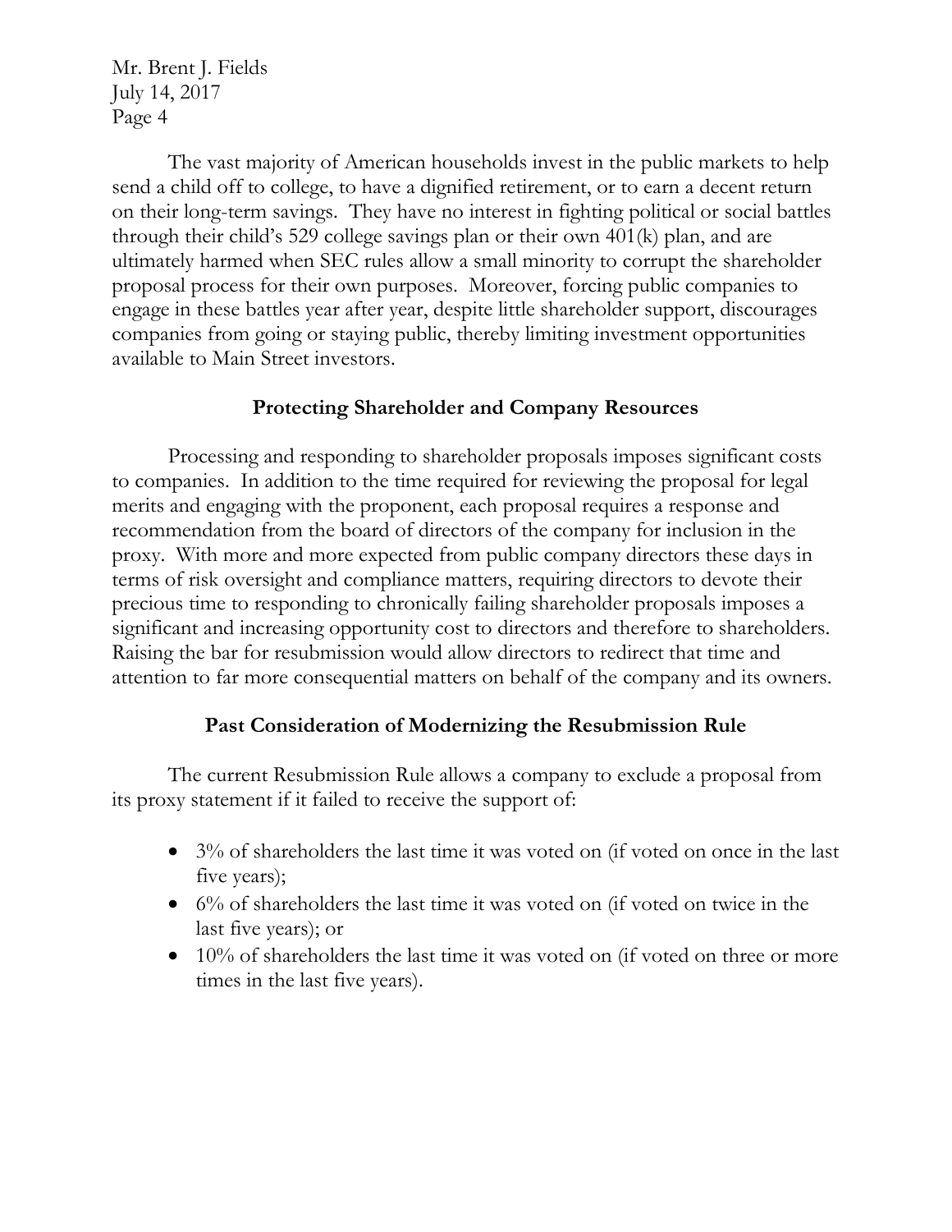The vast majority of American households invest in the public markets to help send a child off to college, to have a dignified retirement, or to earn a decent return on their long-term savings. They have no interest in fighting political or social battles through their child's 529 college savings plan or their own 401(k) plan, and are ultimately harmed when SEC rules allow a small minority to corrupt the shareholder proposal process for their own purposes. Moreover, forcing public companies to engage in these battles year after year, despite little shareholder support, discourages companies from going or staying public, thereby limiting investment opportunities available to Main Street investors.

## Protecting Shareholder and Company Resources

Processing and responding to shareholder proposals imposes significant costs to companies. In addition to the time required for reviewing the proposal for legal merits and engaging with the proponent, each proposal requires a response and recommendation from the board of directors of the company for inclusion in the proxy. With more and more expected from public company directors these days in terms of risk oversight and compliance matters, requiring directors to devote their precious time to responding to chronically failing shareholder proposals imposes a significant and increasing opportunity cost to directors and therefore to shareholders. Raising the bar for resubmission would allow directors to redirect that time and attention to far more consequential matters on behalf of the company and its owners.

## Past Consideration of Modernizing the Resubmission Rule

The current Resubmission Rule allows a company to exclude a proposal from its proxy statement if it failed to receive the support of:

- 3% of shareholders the last time it was voted on (if voted on once in the last five years);
- 6% of shareholders the last time it was voted on (if voted on twice in the last five years); or
- 10% of shareholders the last time it was voted on (if voted on three or more times in the last five years).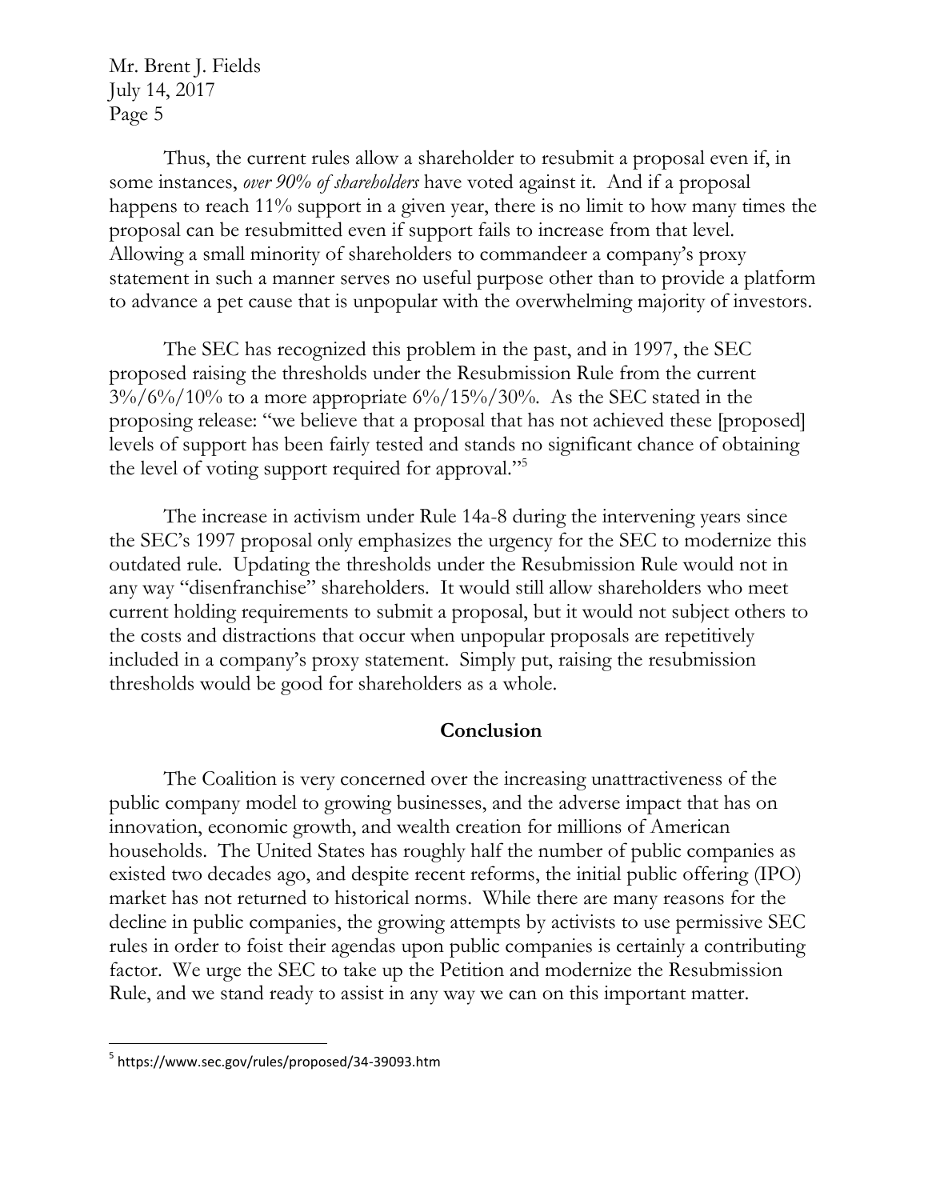Thus, the current rules allow a shareholder to resubmit a proposal even if, in some instances, *over 90% of shareholders* have voted against it. And if a proposal happens to reach 11% support in a given year, there is no limit to how many times the proposal can be resubmitted even if support fails to increase from that level. Allowing a small minority of shareholders to commandeer a company's proxy statement in such a manner serves no useful purpose other than to provide a platform to advance a pet cause that is unpopular with the overwhelming majority of investors.

The SEC has recognized this problem in the past, and in 1997, the SEC proposed raising the thresholds under the Resubmission Rule from the current 3%/6%/10% to a more appropriate 6%/15%/30%. As the SEC stated in the proposing release: "we believe that a proposal that has not achieved these [proposed] levels of support has been fairly tested and stands no significant chance of obtaining the level of voting support required for approval."[5]

The increase in activism under Rule 14a-8 during the intervening years since the SEC's 1997 proposal only emphasizes the urgency for the SEC to modernize this outdated rule. Updating the thresholds under the Resubmission Rule would not in any way "disenfranchise" shareholders. It would still allow shareholders who meet current holding requirements to submit a proposal, but it would not subject others to the costs and distractions that occur when unpopular proposals are repetitively included in a company's proxy statement. Simply put, raising the resubmission thresholds would be good for shareholders as a whole.

## Conclusion

The Coalition is very concerned over the increasing unattractiveness of the public company model to growing businesses, and the adverse impact that has on innovation, economic growth, and wealth creation for millions of American households. The United States has roughly half the number of public companies as existed two decades ago, and despite recent reforms, the initial public offering (IPO) market has not returned to historical norms. While there are many reasons for the decline in public companies, the growing attempts by activists to use permissive SEC rules in order to foist their agendas upon public companies is certainly a contributing factor. We urge the SEC to take up the Petition and modernize the Resubmission Rule, and we stand ready to assist in any way we can on this important matter.

[5] https://www.sec.gov/rules/proposed/34-39093.htm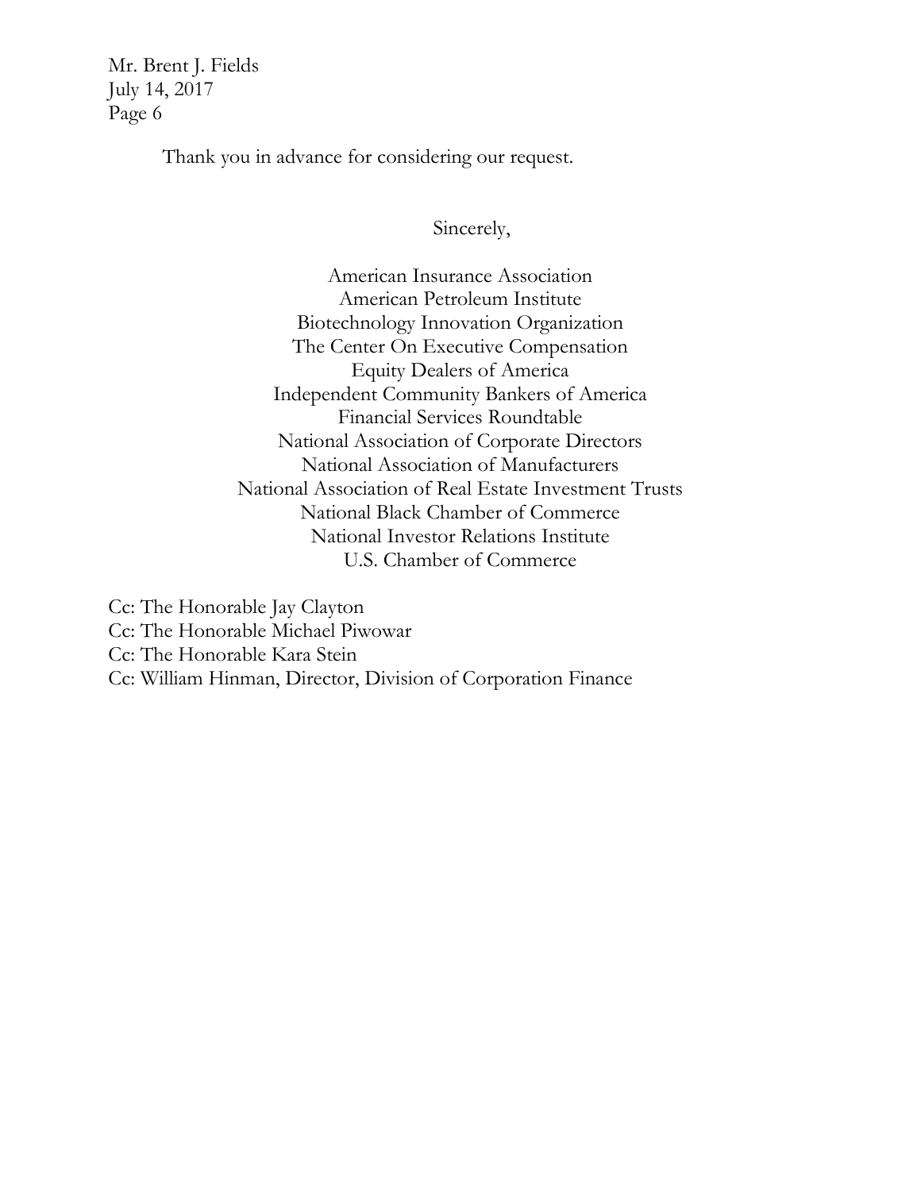Thank you in advance for considering our request.

Sincerely,

American Insurance Association
American Petroleum Institute
Biotechnology Innovation Organization
The Center On Executive Compensation
Equity Dealers of America
Independent Community Bankers of America
Financial Services Roundtable
National Association of Corporate Directors
National Association of Manufacturers
National Association of Real Estate Investment Trusts
National Black Chamber of Commerce
National Investor Relations Institute
U.S. Chamber of Commerce

Cc: The Honorable Jay Clayton
Cc: The Honorable Michael Piwowar
Cc: The Honorable Kara Stein
Cc: William Hinman, Director, Division of Corporation Finance